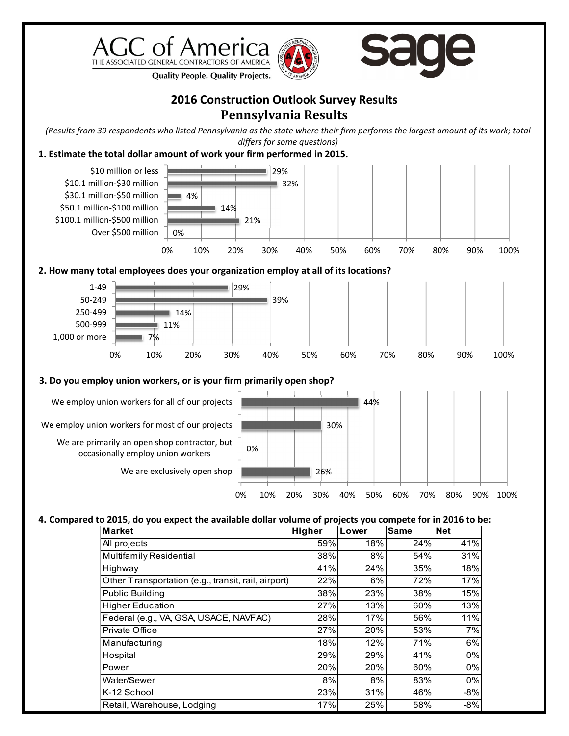AGC of America
THE ASSOCIATED GENERAL CONTRACTORS OF AMERICA
Quality People. Quality Projects.

sage

# 2016 Construction Outlook Survey Results

## Pennsylvania Results

*(Results from 39 respondents who listed Pennsylvania as the state where their firm performs the largest amount of its work; total differs for some questions)*

**1. Estimate the total dollar amount of work your firm performed in 2015.**

| Response | Percent |
|---|---|
| $10 million or less | 29% |
| $10.1 million-$30 million | 32% |
| $30.1 million-$50 million | 4% |
| $50.1 million-$100 million | 14% |
| $100.1 million-$500 million | 21% |
| Over $500 million | 0% |

**2. How many total employees does your organization employ at all of its locations?**

| Response | Percent |
|---|---|
| 1-49 | 29% |
| 50-249 | 39% |
| 250-499 | 14% |
| 500-999 | 11% |
| 1,000 or more | 7% |

**3. Do you employ union workers, or is your firm primarily open shop?**

| Response | Percent |
|---|---|
| We employ union workers for all of our projects | 44% |
| We employ union workers for most of our projects | 30% |
| We are primarily an open shop contractor, but occasionally employ union workers | 0% |
| We are exclusively open shop | 26% |

**4. Compared to 2015, do you expect the available dollar volume of projects you compete for in 2016 to be:**

| Market | Higher | Lower | Same | Net |
|---|---|---|---|---|
| All projects | 59% | 18% | 24% | 41% |
| Multifamily Residential | 38% | 8% | 54% | 31% |
| Highway | 41% | 24% | 35% | 18% |
| Other Transportation (e.g., transit, rail, airport) | 22% | 6% | 72% | 17% |
| Public Building | 38% | 23% | 38% | 15% |
| Higher Education | 27% | 13% | 60% | 13% |
| Federal (e.g., VA, GSA, USACE, NAVFAC) | 28% | 17% | 56% | 11% |
| Private Office | 27% | 20% | 53% | 7% |
| Manufacturing | 18% | 12% | 71% | 6% |
| Hospital | 29% | 29% | 41% | 0% |
| Power | 20% | 20% | 60% | 0% |
| Water/Sewer | 8% | 8% | 83% | 0% |
| K-12 School | 23% | 31% | 46% | -8% |
| Retail, Warehouse, Lodging | 17% | 25% | 58% | -8% |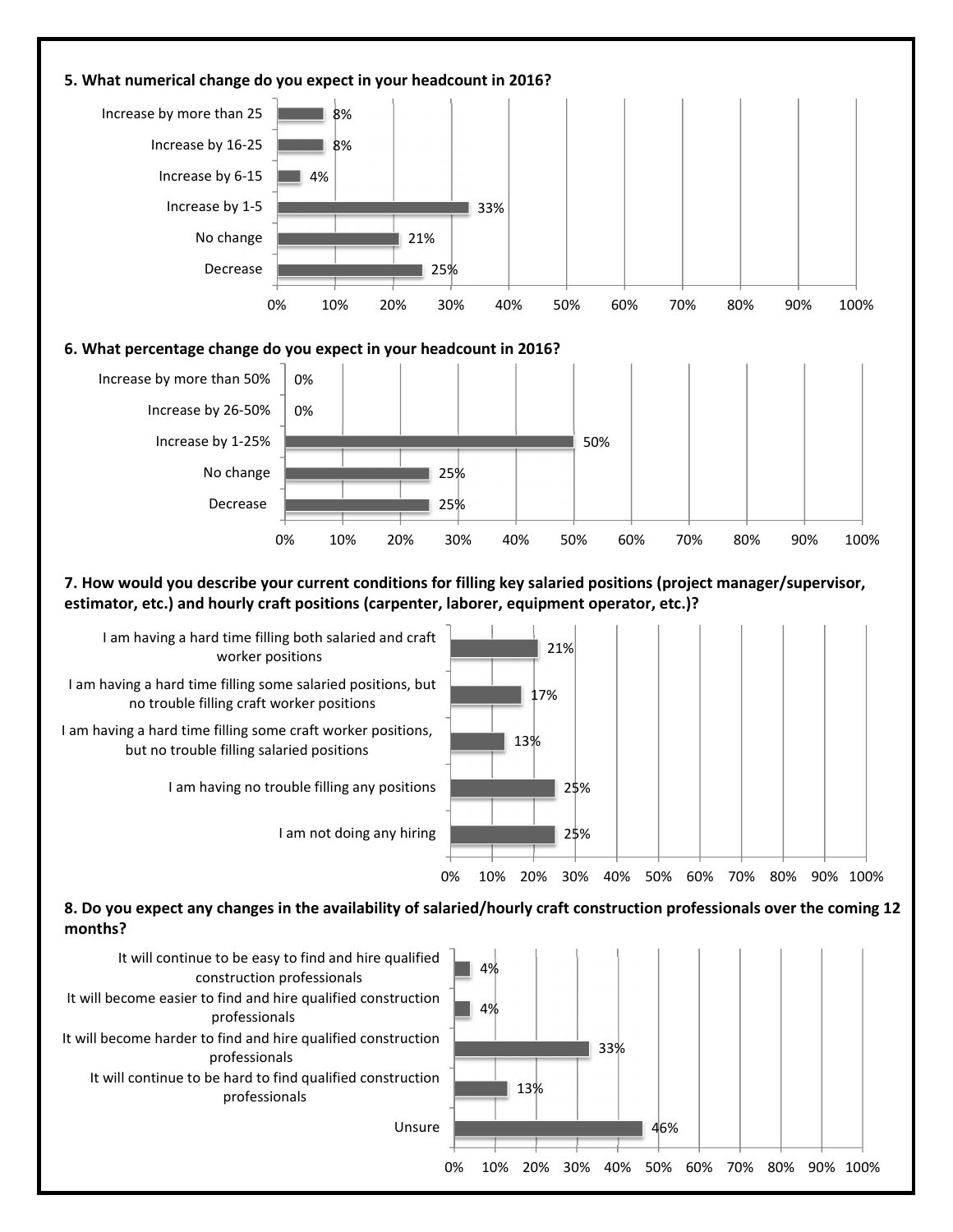**5. What numerical change do you expect in your headcount in 2016?**

| Response | Percentage |
|---|---|
| Increase by more than 25 | 8% |
| Increase by 16-25 | 8% |
| Increase by 6-15 | 4% |
| Increase by 1-5 | 33% |
| No change | 21% |
| Decrease | 25% |

**6. What percentage change do you expect in your headcount in 2016?**

| Response | Percentage |
|---|---|
| Increase by more than 50% | 0% |
| Increase by 26-50% | 0% |
| Increase by 1-25% | 50% |
| No change | 25% |
| Decrease | 25% |

**7. How would you describe your current conditions for filling key salaried positions (project manager/supervisor, estimator, etc.) and hourly craft positions (carpenter, laborer, equipment operator, etc.)?**

| Response | Percentage |
|---|---|
| I am having a hard time filling both salaried and craft worker positions | 21% |
| I am having a hard time filling some salaried positions, but no trouble filling craft worker positions | 17% |
| I am having a hard time filling some craft worker positions, but no trouble filling salaried positions | 13% |
| I am having no trouble filling any positions | 25% |
| I am not doing any hiring | 25% |

**8. Do you expect any changes in the availability of salaried/hourly craft construction professionals over the coming 12 months?**

| Response | Percentage |
|---|---|
| It will continue to be easy to find and hire qualified construction professionals | 4% |
| It will become easier to find and hire qualified construction professionals | 4% |
| It will become harder to find and hire qualified construction professionals | 33% |
| It will continue to be hard to find qualified construction professionals | 13% |
| Unsure | 46% |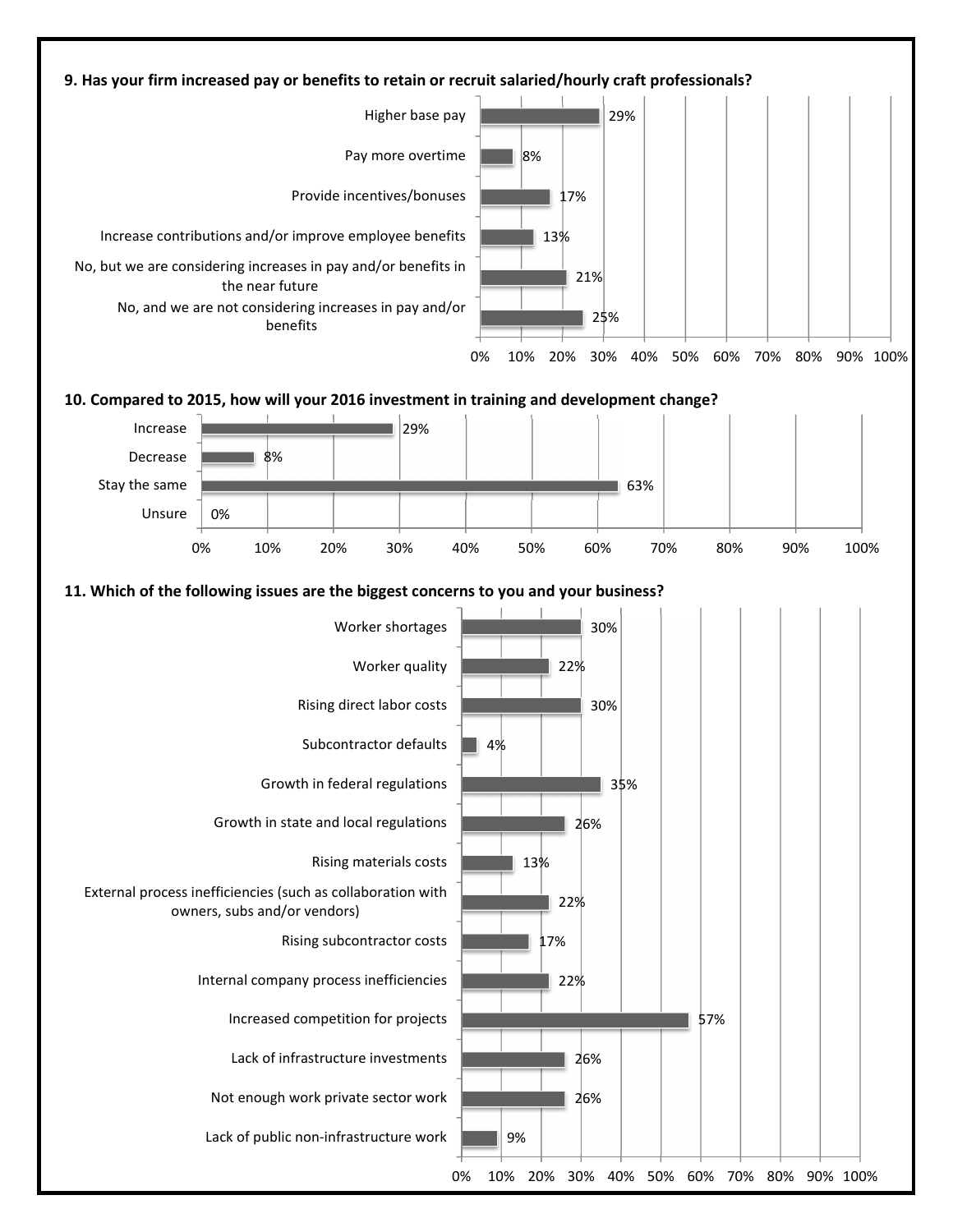**9. Has your firm increased pay or benefits to retain or recruit salaried/hourly craft professionals?**

| Response | Percentage |
| --- | --- |
| Higher base pay | 29% |
| Pay more overtime | 8% |
| Provide incentives/bonuses | 17% |
| Increase contributions and/or improve employee benefits | 13% |
| No, but we are considering increases in pay and/or benefits in the near future | 21% |
| No, and we are not considering increases in pay and/or benefits | 25% |

**10. Compared to 2015, how will your 2016 investment in training and development change?**

| Response | Percentage |
| --- | --- |
| Increase | 29% |
| Decrease | 8% |
| Stay the same | 63% |
| Unsure | 0% |

**11. Which of the following issues are the biggest concerns to you and your business?**

| Response | Percentage |
| --- | --- |
| Worker shortages | 30% |
| Worker quality | 22% |
| Rising direct labor costs | 30% |
| Subcontractor defaults | 4% |
| Growth in federal regulations | 35% |
| Growth in state and local regulations | 26% |
| Rising materials costs | 13% |
| External process inefficiencies (such as collaboration with owners, subs and/or vendors) | 22% |
| Rising subcontractor costs | 17% |
| Internal company process inefficiencies | 22% |
| Increased competition for projects | 57% |
| Lack of infrastructure investments | 26% |
| Not enough work private sector work | 26% |
| Lack of public non-infrastructure work | 9% |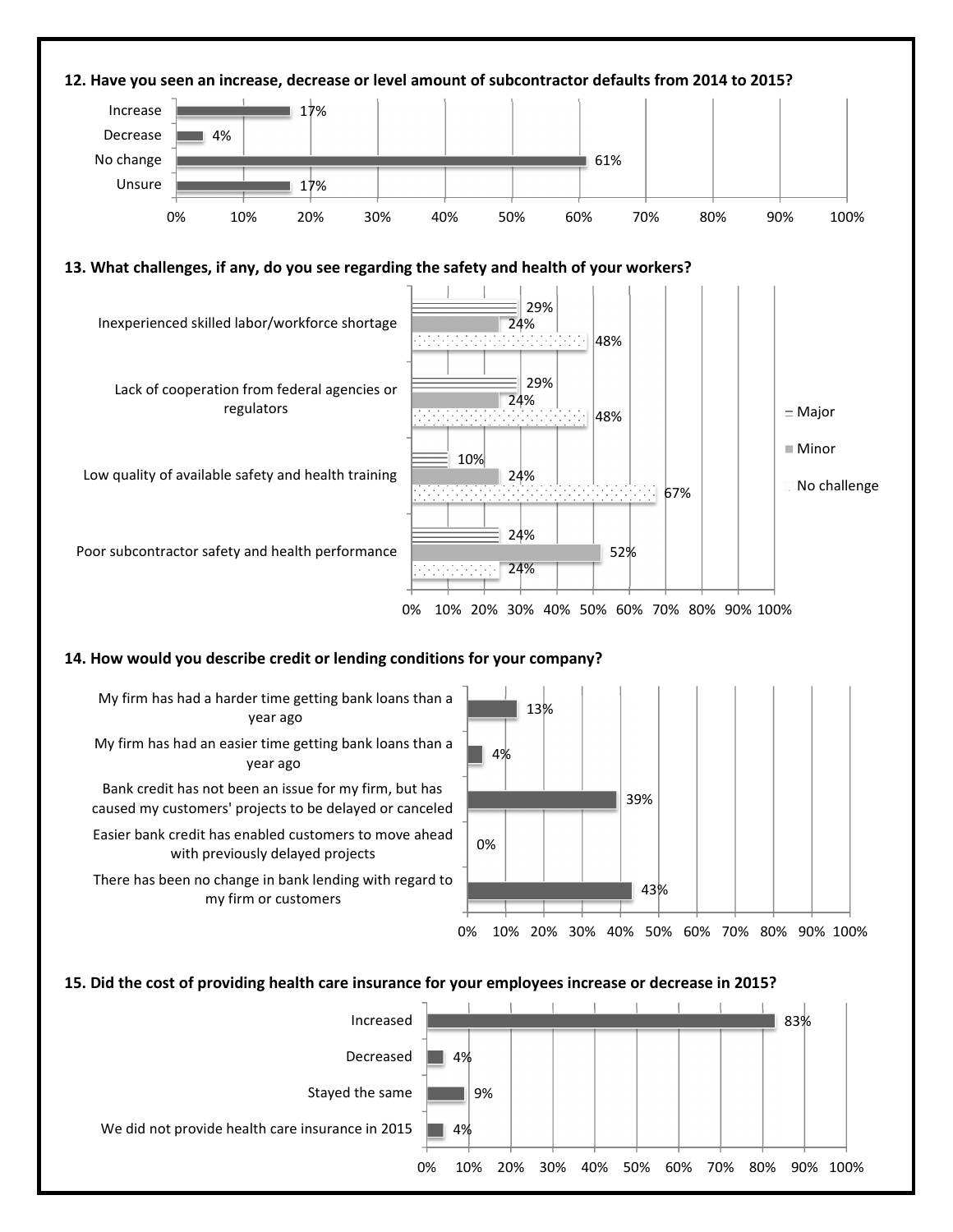**12. Have you seen an increase, decrease or level amount of subcontractor defaults from 2014 to 2015?**

| Response | Percentage |
| --- | --- |
| Increase | 17% |
| Decrease | 4% |
| No change | 61% |
| Unsure | 17% |

**13. What challenges, if any, do you see regarding the safety and health of your workers?**

| Challenge | Major | Minor | No challenge |
| --- | --- | --- | --- |
| Inexperienced skilled labor/workforce shortage | 29% | 24% | 48% |
| Lack of cooperation from federal agencies or regulators | 29% | 24% | 48% |
| Low quality of available safety and health training | 10% | 24% | 67% |
| Poor subcontractor safety and health performance | 24% | 52% | 24% |

**14. How would you describe credit or lending conditions for your company?**

| Response | Percentage |
| --- | --- |
| My firm has had a harder time getting bank loans than a year ago | 13% |
| My firm has had an easier time getting bank loans than a year ago | 4% |
| Bank credit has not been an issue for my firm, but has caused my customers' projects to be delayed or canceled | 39% |
| Easier bank credit has enabled customers to move ahead with previously delayed projects | 0% |
| There has been no change in bank lending with regard to my firm or customers | 43% |

**15. Did the cost of providing health care insurance for your employees increase or decrease in 2015?**

| Response | Percentage |
| --- | --- |
| Increased | 83% |
| Decreased | 4% |
| Stayed the same | 9% |
| We did not provide health care insurance in 2015 | 4% |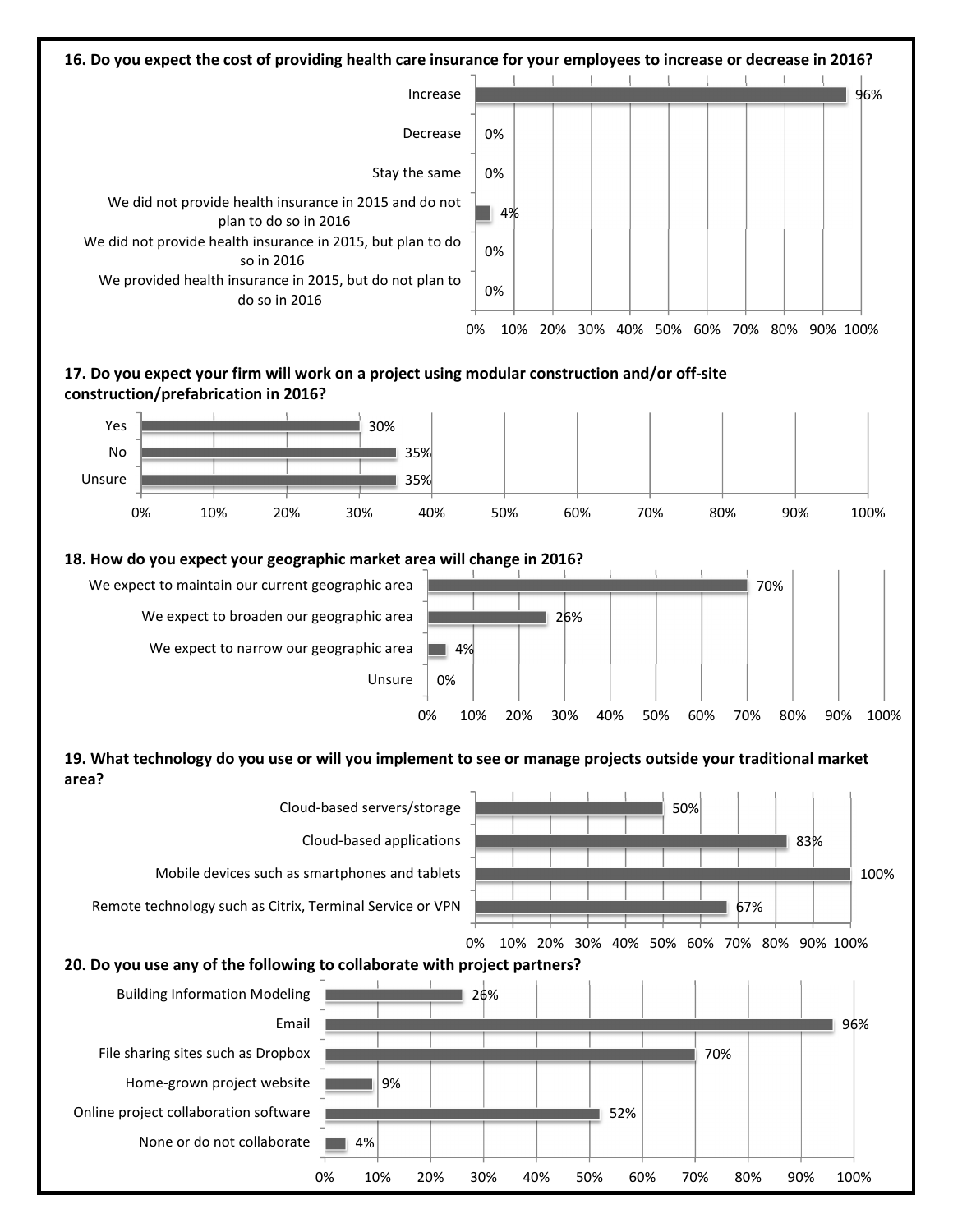**16. Do you expect the cost of providing health care insurance for your employees to increase or decrease in 2016?**

| Response | Percent |
|---|---|
| Increase | 96% |
| Decrease | 0% |
| Stay the same | 0% |
| We did not provide health insurance in 2015 and do not plan to do so in 2016 | 4% |
| We did not provide health insurance in 2015, but plan to do so in 2016 | 0% |
| We provided health insurance in 2015, but do not plan to do so in 2016 | 0% |

**17. Do you expect your firm will work on a project using modular construction and/or off-site construction/prefabrication in 2016?**

| Response | Percent |
|---|---|
| Yes | 30% |
| No | 35% |
| Unsure | 35% |

**18. How do you expect your geographic market area will change in 2016?**

| Response | Percent |
|---|---|
| We expect to maintain our current geographic area | 70% |
| We expect to broaden our geographic area | 26% |
| We expect to narrow our geographic area | 4% |
| Unsure | 0% |

**19. What technology do you use or will you implement to see or manage projects outside your traditional market area?**

| Response | Percent |
|---|---|
| Cloud-based servers/storage | 50% |
| Cloud-based applications | 83% |
| Mobile devices such as smartphones and tablets | 100% |
| Remote technology such as Citrix, Terminal Service or VPN | 67% |

**20. Do you use any of the following to collaborate with project partners?**

| Response | Percent |
|---|---|
| Building Information Modeling | 26% |
| Email | 96% |
| File sharing sites such as Dropbox | 70% |
| Home-grown project website | 9% |
| Online project collaboration software | 52% |
| None or do not collaborate | 4% |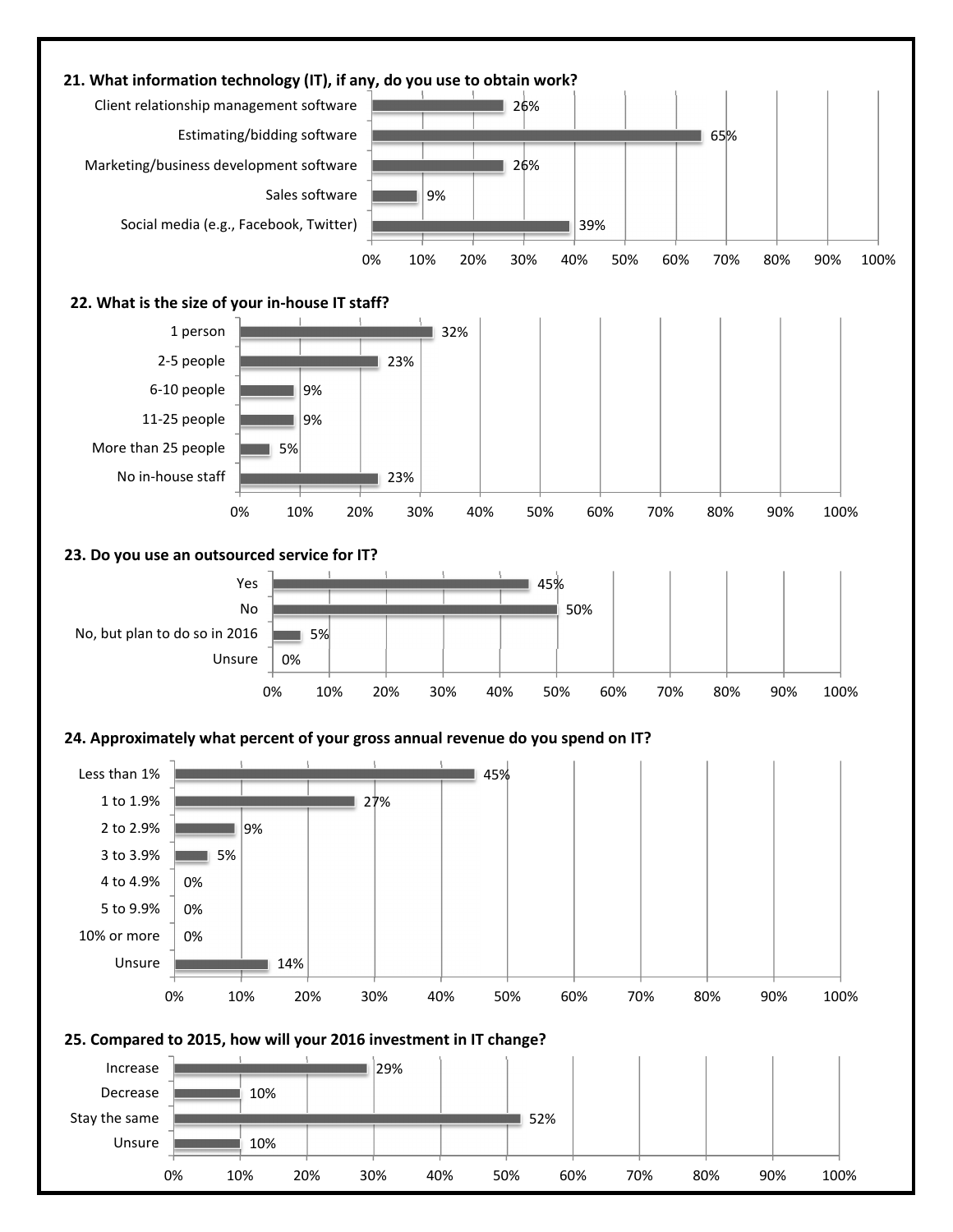**21. What information technology (IT), if any, do you use to obtain work?**

| Response | Percent |
|---|---|
| Client relationship management software | 26% |
| Estimating/bidding software | 65% |
| Marketing/business development software | 26% |
| Sales software | 9% |
| Social media (e.g., Facebook, Twitter) | 39% |

**22. What is the size of your in-house IT staff?**

| Response | Percent |
|---|---|
| 1 person | 32% |
| 2-5 people | 23% |
| 6-10 people | 9% |
| 11-25 people | 9% |
| More than 25 people | 5% |
| No in-house staff | 23% |

**23. Do you use an outsourced service for IT?**

| Response | Percent |
|---|---|
| Yes | 45% |
| No | 50% |
| No, but plan to do so in 2016 | 5% |
| Unsure | 0% |

**24. Approximately what percent of your gross annual revenue do you spend on IT?**

| Response | Percent |
|---|---|
| Less than 1% | 45% |
| 1 to 1.9% | 27% |
| 2 to 2.9% | 9% |
| 3 to 3.9% | 5% |
| 4 to 4.9% | 0% |
| 5 to 9.9% | 0% |
| 10% or more | 0% |
| Unsure | 14% |

**25. Compared to 2015, how will your 2016 investment in IT change?**

| Response | Percent |
|---|---|
| Increase | 29% |
| Decrease | 10% |
| Stay the same | 52% |
| Unsure | 10% |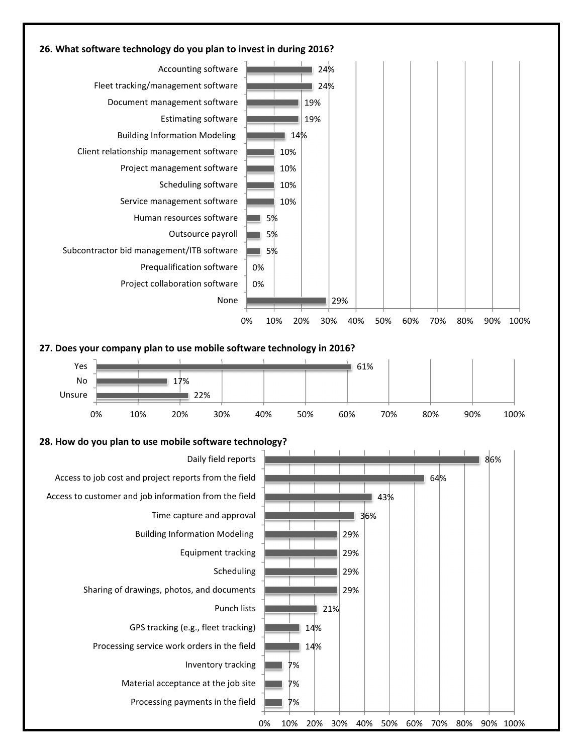**26. What software technology do you plan to invest in during 2016?**

| Software | Percentage |
|---|---|
| Accounting software | 24% |
| Fleet tracking/management software | 24% |
| Document management software | 19% |
| Estimating software | 19% |
| Building Information Modeling | 14% |
| Client relationship management software | 10% |
| Project management software | 10% |
| Scheduling software | 10% |
| Service management software | 10% |
| Human resources software | 5% |
| Outsource payroll | 5% |
| Subcontractor bid management/ITB software | 5% |
| Prequalification software | 0% |
| Project collaboration software | 0% |
| None | 29% |

**27. Does your company plan to use mobile software technology in 2016?**

| Response | Percentage |
|---|---|
| Yes | 61% |
| No | 17% |
| Unsure | 22% |

**28. How do you plan to use mobile software technology?**

| Use | Percentage |
|---|---|
| Daily field reports | 86% |
| Access to job cost and project reports from the field | 64% |
| Access to customer and job information from the field | 43% |
| Time capture and approval | 36% |
| Building Information Modeling | 29% |
| Equipment tracking | 29% |
| Scheduling | 29% |
| Sharing of drawings, photos, and documents | 29% |
| Punch lists | 21% |
| GPS tracking (e.g., fleet tracking) | 14% |
| Processing service work orders in the field | 14% |
| Inventory tracking | 7% |
| Material acceptance at the job site | 7% |
| Processing payments in the field | 7% |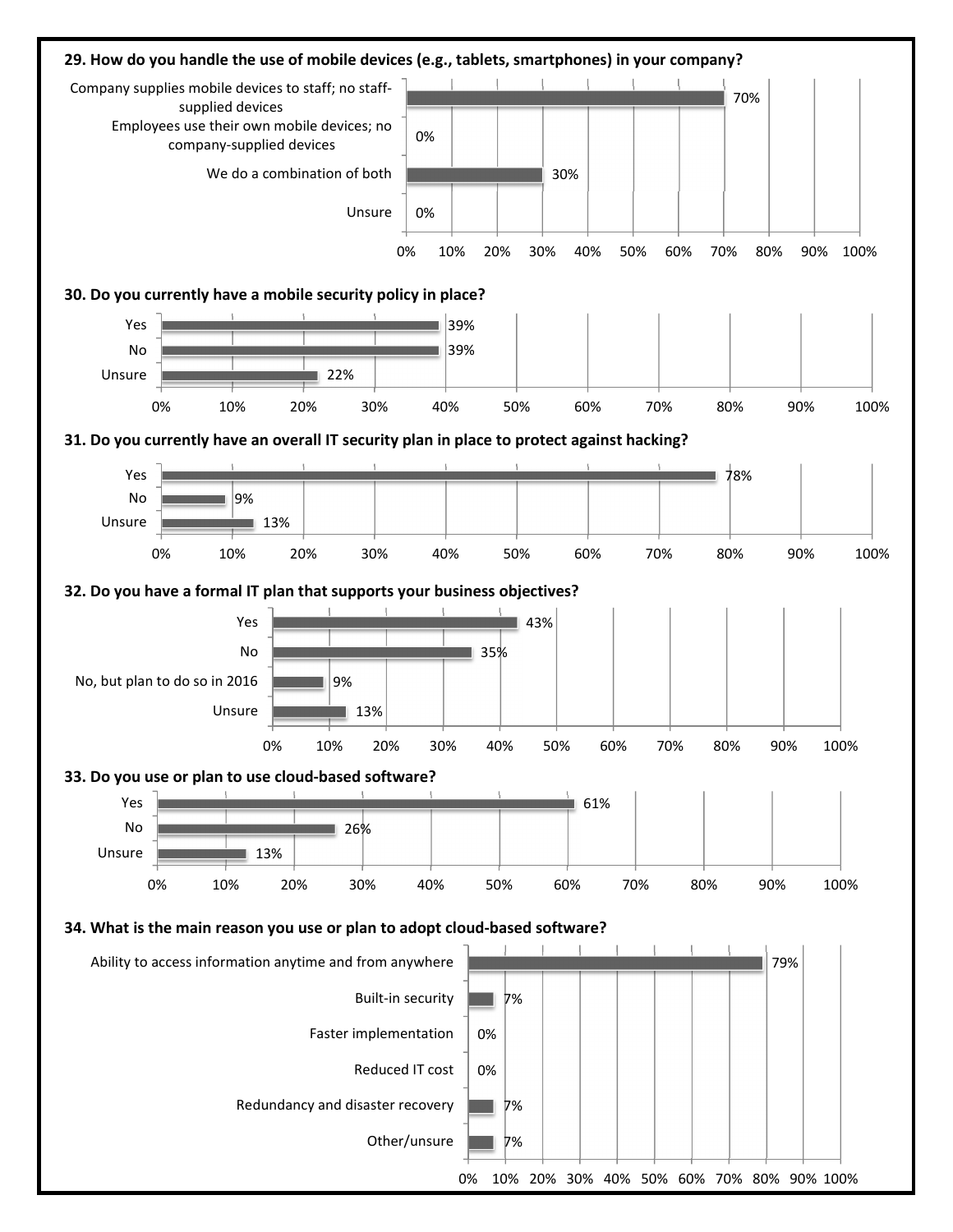**29. How do you handle the use of mobile devices (e.g., tablets, smartphones) in your company?**

| Response | Percent |
|---|---|
| Company supplies mobile devices to staff; no staff-supplied devices | 70% |
| Employees use their own mobile devices; no company-supplied devices | 0% |
| We do a combination of both | 30% |
| Unsure | 0% |

**30. Do you currently have a mobile security policy in place?**

| Response | Percent |
|---|---|
| Yes | 39% |
| No | 39% |
| Unsure | 22% |

**31. Do you currently have an overall IT security plan in place to protect against hacking?**

| Response | Percent |
|---|---|
| Yes | 78% |
| No | 9% |
| Unsure | 13% |

**32. Do you have a formal IT plan that supports your business objectives?**

| Response | Percent |
|---|---|
| Yes | 43% |
| No | 35% |
| No, but plan to do so in 2016 | 9% |
| Unsure | 13% |

**33. Do you use or plan to use cloud-based software?**

| Response | Percent |
|---|---|
| Yes | 61% |
| No | 26% |
| Unsure | 13% |

**34. What is the main reason you use or plan to adopt cloud-based software?**

| Response | Percent |
|---|---|
| Ability to access information anytime and from anywhere | 79% |
| Built-in security | 7% |
| Faster implementation | 0% |
| Reduced IT cost | 0% |
| Redundancy and disaster recovery | 7% |
| Other/unsure | 7% |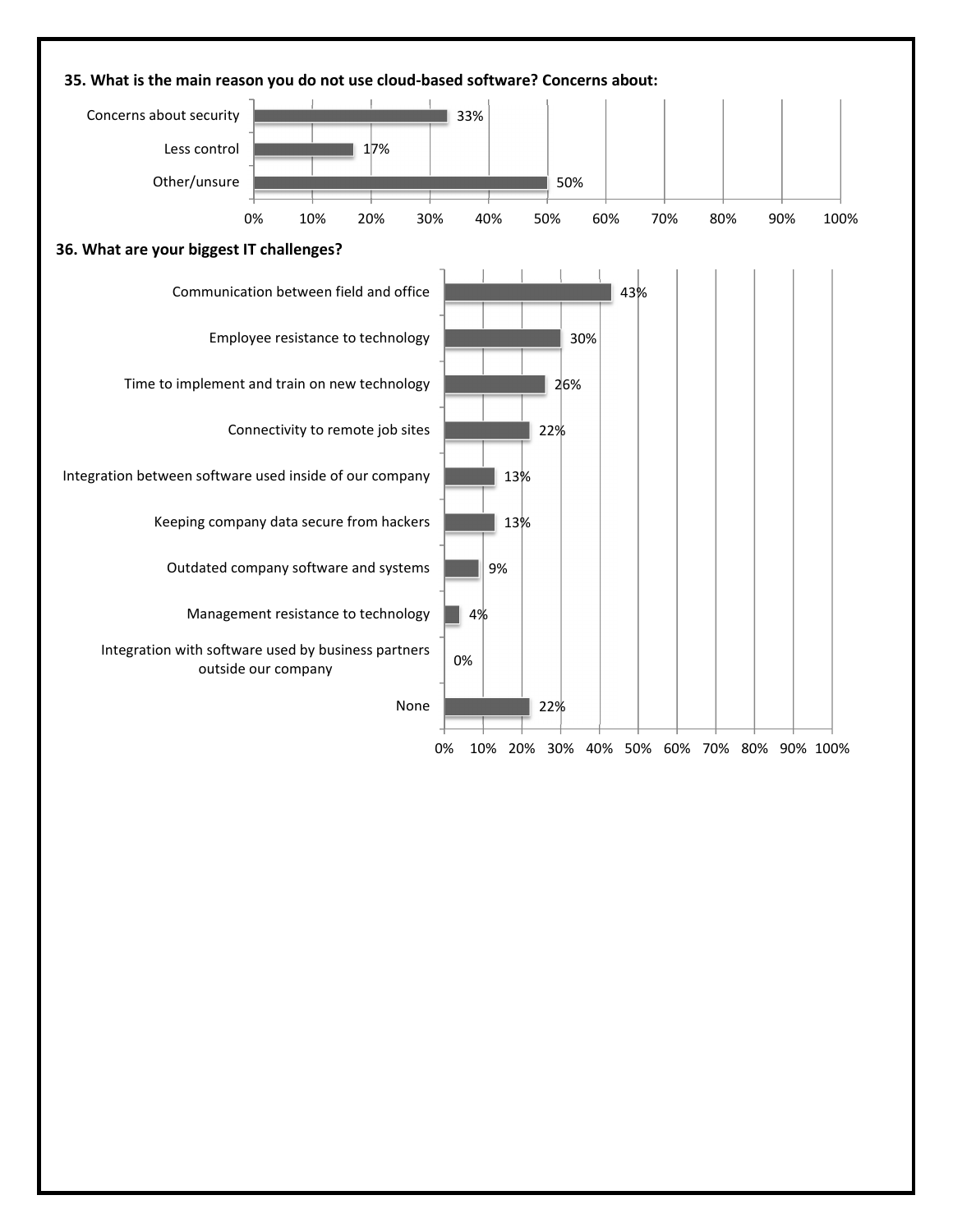**35. What is the main reason you do not use cloud-based software? Concerns about:**

Concerns about security 33%

Less control 17%

Other/unsure 50%

0% 10% 20% 30% 40% 50% 60% 70% 80% 90% 100%

**36. What are your biggest IT challenges?**

Communication between field and office 43%

Employee resistance to technology 30%

Time to implement and train on new technology 26%

Connectivity to remote job sites 22%

Integration between software used inside of our company 13%

Keeping company data secure from hackers 13%

Outdated company software and systems 9%

Management resistance to technology 4%

Integration with software used by business partners outside our company 0%

None 22%

0% 10% 20% 30% 40% 50% 60% 70% 80% 90% 100%